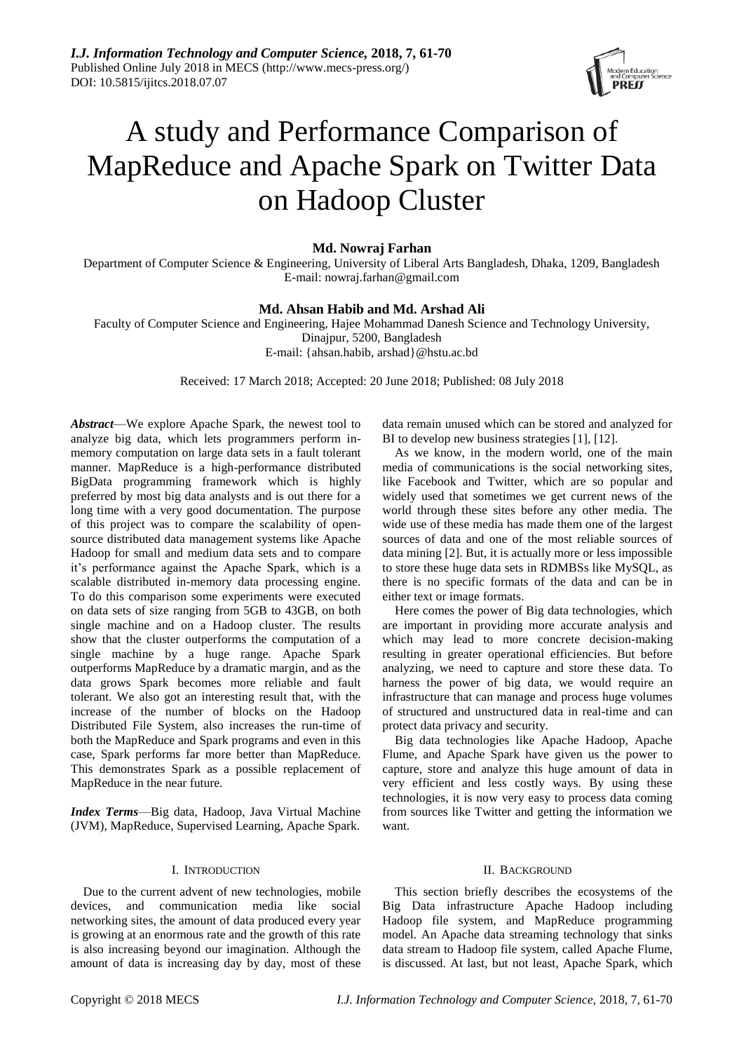# A study and Performance Comparison of MapReduce and Apache Spark on Twitter Data on Hadoop Cluster

**Md. Nowraj Farhan**

Department of Computer Science & Engineering, University of Liberal Arts Bangladesh, Dhaka, 1209, Bangladesh
E-mail: nowraj.farhan@gmail.com

**Md. Ahsan Habib and Md. Arshad Ali**

Faculty of Computer Science and Engineering, Hajee Mohammad Danesh Science and Technology University, Dinajpur, 5200, Bangladesh
E-mail: {ahsan.habib, arshad}@hstu.ac.bd

Received: 17 March 2018; Accepted: 20 June 2018; Published: 08 July 2018

***Abstract***—We explore Apache Spark, the newest tool to analyze big data, which lets programmers perform in-memory computation on large data sets in a fault tolerant manner. MapReduce is a high-performance distributed BigData programming framework which is highly preferred by most big data analysts and is out there for a long time with a very good documentation. The purpose of this project was to compare the scalability of open-source distributed data management systems like Apache Hadoop for small and medium data sets and to compare it's performance against the Apache Spark, which is a scalable distributed in-memory data processing engine. To do this comparison some experiments were executed on data sets of size ranging from 5GB to 43GB, on both single machine and on a Hadoop cluster. The results show that the cluster outperforms the computation of a single machine by a huge range. Apache Spark outperforms MapReduce by a dramatic margin, and as the data grows Spark becomes more reliable and fault tolerant. We also got an interesting result that, with the increase of the number of blocks on the Hadoop Distributed File System, also increases the run-time of both the MapReduce and Spark programs and even in this case, Spark performs far more better than MapReduce. This demonstrates Spark as a possible replacement of MapReduce in the near future.

***Index Terms***—Big data, Hadoop, Java Virtual Machine (JVM), MapReduce, Supervised Learning, Apache Spark.

## I. Introduction

Due to the current advent of new technologies, mobile devices, and communication media like social networking sites, the amount of data produced every year is growing at an enormous rate and the growth of this rate is also increasing beyond our imagination. Although the amount of data is increasing day by day, most of these data remain unused which can be stored and analyzed for BI to develop new business strategies [1], [12].

As we know, in the modern world, one of the main media of communications is the social networking sites, like Facebook and Twitter, which are so popular and widely used that sometimes we get current news of the world through these sites before any other media. The wide use of these media has made them one of the largest sources of data and one of the most reliable sources of data mining [2]. But, it is actually more or less impossible to store these huge data sets in RDMBSs like MySQL, as there is no specific formats of the data and can be in either text or image formats.

Here comes the power of Big data technologies, which are important in providing more accurate analysis and which may lead to more concrete decision-making resulting in greater operational efficiencies. But before analyzing, we need to capture and store these data. To harness the power of big data, we would require an infrastructure that can manage and process huge volumes of structured and unstructured data in real-time and can protect data privacy and security.

Big data technologies like Apache Hadoop, Apache Flume, and Apache Spark have given us the power to capture, store and analyze this huge amount of data in very efficient and less costly ways. By using these technologies, it is now very easy to process data coming from sources like Twitter and getting the information we want.

## II. Background

This section briefly describes the ecosystems of the Big Data infrastructure Apache Hadoop including Hadoop file system, and MapReduce programming model. An Apache data streaming technology that sinks data stream to Hadoop file system, called Apache Flume, is discussed. At last, but not least, Apache Spark, which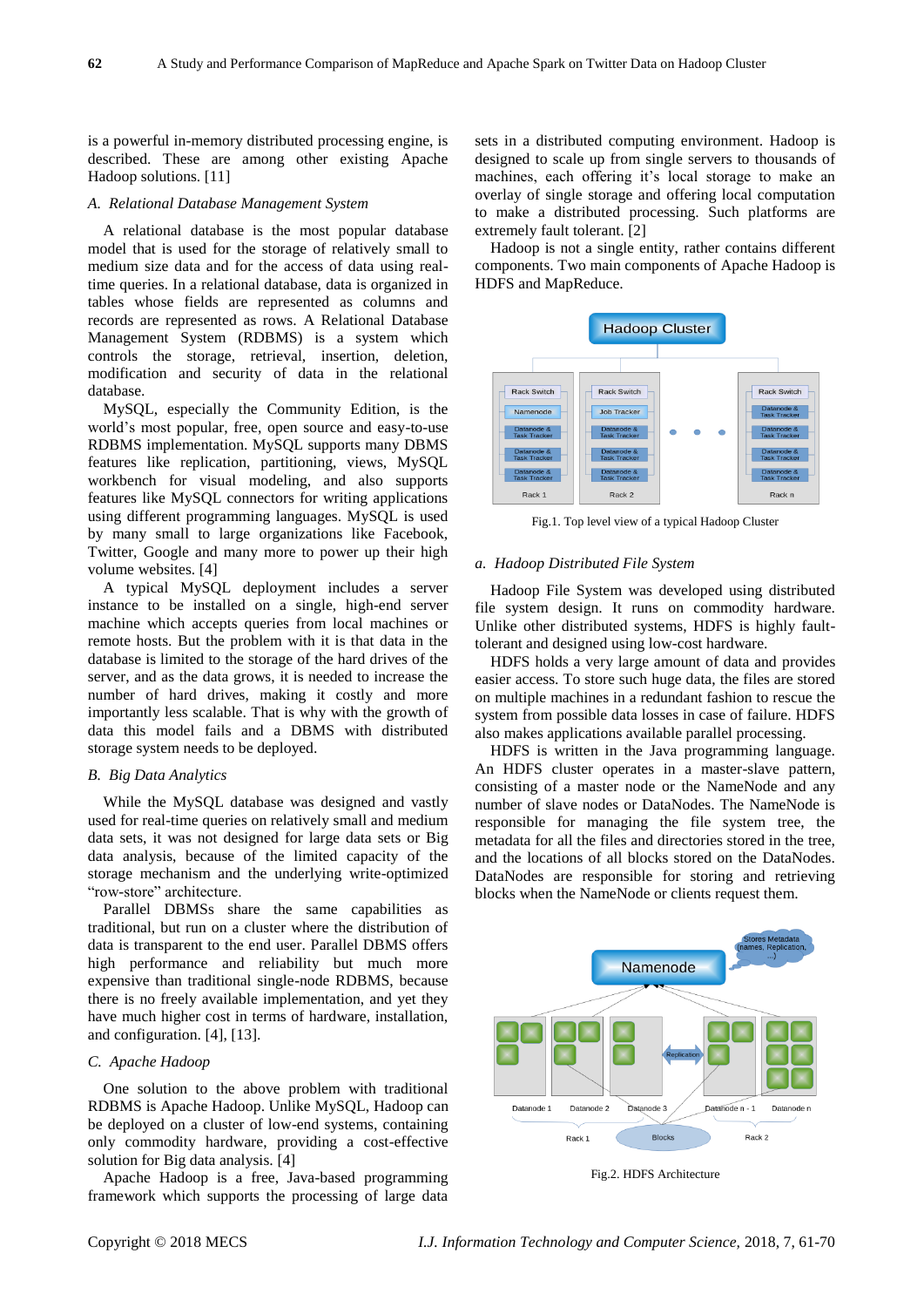is a powerful in-memory distributed processing engine, is described. These are among other existing Apache Hadoop solutions. [11]

### *A. Relational Database Management System*

A relational database is the most popular database model that is used for the storage of relatively small to medium size data and for the access of data using real-time queries. In a relational database, data is organized in tables whose fields are represented as columns and records are represented as rows. A Relational Database Management System (RDBMS) is a system which controls the storage, retrieval, insertion, deletion, modification and security of data in the relational database.

MySQL, especially the Community Edition, is the world's most popular, free, open source and easy-to-use RDBMS implementation. MySQL supports many DBMS features like replication, partitioning, views, MySQL workbench for visual modeling, and also supports features like MySQL connectors for writing applications using different programming languages. MySQL is used by many small to large organizations like Facebook, Twitter, Google and many more to power up their high volume websites. [4]

A typical MySQL deployment includes a server instance to be installed on a single, high-end server machine which accepts queries from local machines or remote hosts. But the problem with it is that data in the database is limited to the storage of the hard drives of the server, and as the data grows, it is needed to increase the number of hard drives, making it costly and more importantly less scalable. That is why with the growth of data this model fails and a DBMS with distributed storage system needs to be deployed.

### *B. Big Data Analytics*

While the MySQL database was designed and vastly used for real-time queries on relatively small and medium data sets, it was not designed for large data sets or Big data analysis, because of the limited capacity of the storage mechanism and the underlying write-optimized "row-store" architecture.

Parallel DBMSs share the same capabilities as traditional, but run on a cluster where the distribution of data is transparent to the end user. Parallel DBMS offers high performance and reliability but much more expensive than traditional single-node RDBMS, because there is no freely available implementation, and yet they have much higher cost in terms of hardware, installation, and configuration. [4], [13].

### *C. Apache Hadoop*

One solution to the above problem with traditional RDBMS is Apache Hadoop. Unlike MySQL, Hadoop can be deployed on a cluster of low-end systems, containing only commodity hardware, providing a cost-effective solution for Big data analysis. [4]

Apache Hadoop is a free, Java-based programming framework which supports the processing of large data sets in a distributed computing environment. Hadoop is designed to scale up from single servers to thousands of machines, each offering it's local storage to make an overlay of single storage and offering local computation to make a distributed processing. Such platforms are extremely fault tolerant. [2]

Hadoop is not a single entity, rather contains different components. Two main components of Apache Hadoop is HDFS and MapReduce.

Fig.1. Top level view of a typical Hadoop Cluster

#### *a. Hadoop Distributed File System*

Hadoop File System was developed using distributed file system design. It runs on commodity hardware. Unlike other distributed systems, HDFS is highly fault-tolerant and designed using low-cost hardware.

HDFS holds a very large amount of data and provides easier access. To store such huge data, the files are stored on multiple machines in a redundant fashion to rescue the system from possible data losses in case of failure. HDFS also makes applications available parallel processing.

HDFS is written in the Java programming language. An HDFS cluster operates in a master-slave pattern, consisting of a master node or the NameNode and any number of slave nodes or DataNodes. The NameNode is responsible for managing the file system tree, the metadata for all the files and directories stored in the tree, and the locations of all blocks stored on the DataNodes. DataNodes are responsible for storing and retrieving blocks when the NameNode or clients request them.

Fig.2. HDFS Architecture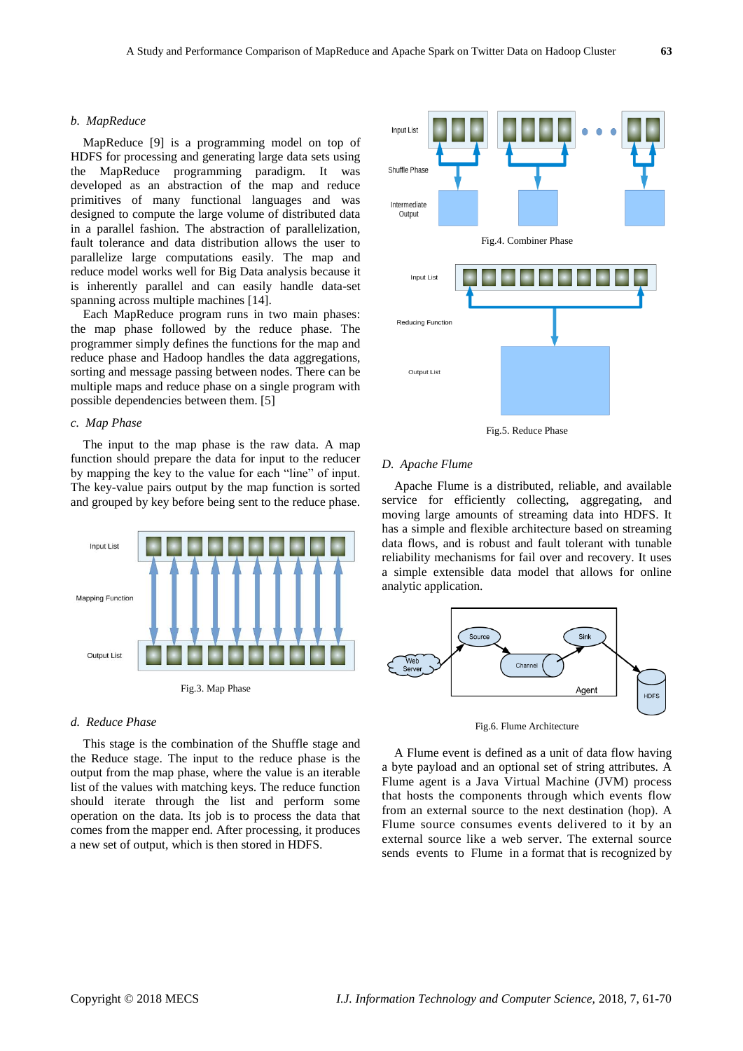### b. MapReduce

MapReduce [9] is a programming model on top of HDFS for processing and generating large data sets using the MapReduce programming paradigm. It was developed as an abstraction of the map and reduce primitives of many functional languages and was designed to compute the large volume of distributed data in a parallel fashion. The abstraction of parallelization, fault tolerance and data distribution allows the user to parallelize large computations easily. The map and reduce model works well for Big Data analysis because it is inherently parallel and can easily handle data-set spanning across multiple machines [14].

Each MapReduce program runs in two main phases: the map phase followed by the reduce phase. The programmer simply defines the functions for the map and reduce phase and Hadoop handles the data aggregations, sorting and message passing between nodes. There can be multiple maps and reduce phase on a single program with possible dependencies between them. [5]

### c. Map Phase

The input to the map phase is the raw data. A map function should prepare the data for input to the reducer by mapping the key to the value for each "line" of input. The key-value pairs output by the map function is sorted and grouped by key before being sent to the reduce phase.

Fig.3. Map Phase

### d. Reduce Phase

This stage is the combination of the Shuffle stage and the Reduce stage. The input to the reduce phase is the output from the map phase, where the value is an iterable list of the values with matching keys. The reduce function should iterate through the list and perform some operation on the data. Its job is to process the data that comes from the mapper end. After processing, it produces a new set of output, which is then stored in HDFS.

Fig.4. Combiner Phase

Fig.5. Reduce Phase

### D. Apache Flume

Apache Flume is a distributed, reliable, and available service for efficiently collecting, aggregating, and moving large amounts of streaming data into HDFS. It has a simple and flexible architecture based on streaming data flows, and is robust and fault tolerant with tunable reliability mechanisms for fail over and recovery. It uses a simple extensible data model that allows for online analytic application.

Fig.6. Flume Architecture

A Flume event is defined as a unit of data flow having a byte payload and an optional set of string attributes. A Flume agent is a Java Virtual Machine (JVM) process that hosts the components through which events flow from an external source to the next destination (hop). A Flume source consumes events delivered to it by an external source like a web server. The external source sends events to Flume in a format that is recognized by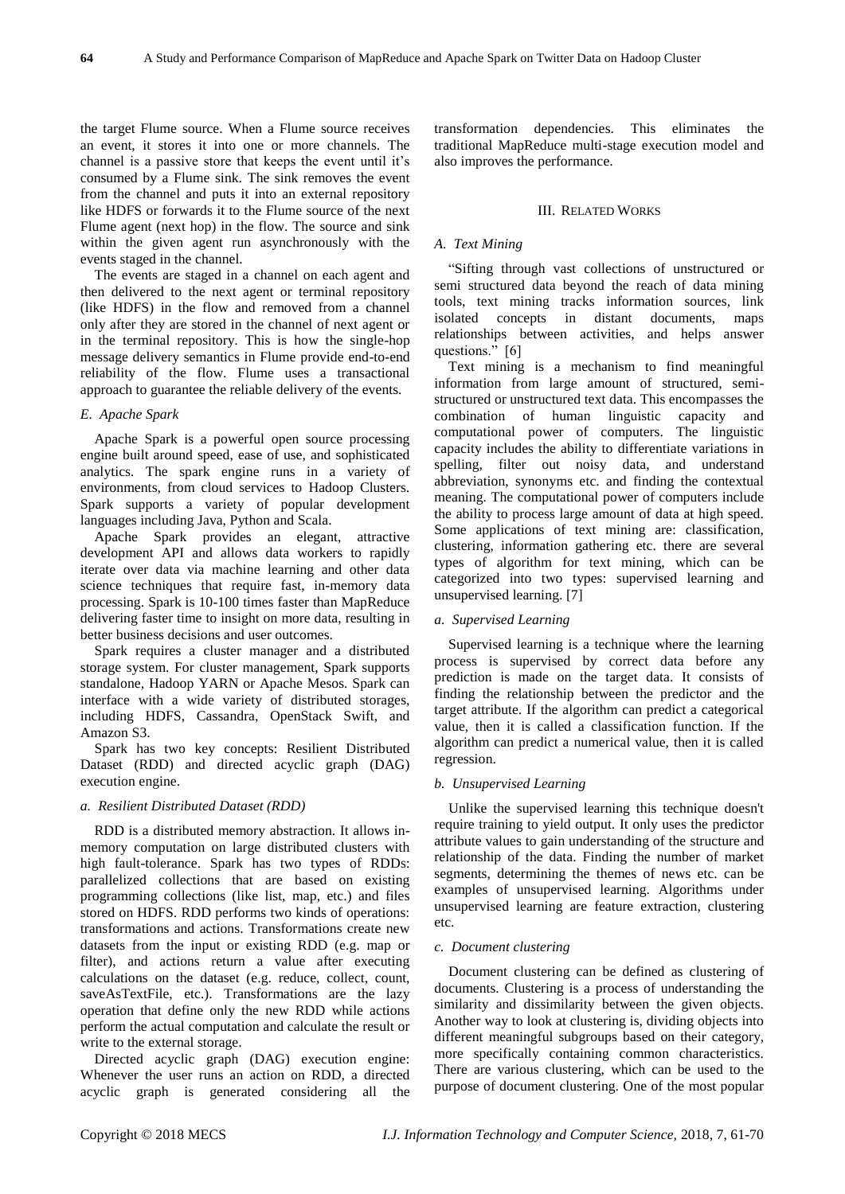the target Flume source. When a Flume source receives an event, it stores it into one or more channels. The channel is a passive store that keeps the event until it's consumed by a Flume sink. The sink removes the event from the channel and puts it into an external repository like HDFS or forwards it to the Flume source of the next Flume agent (next hop) in the flow. The source and sink within the given agent run asynchronously with the events staged in the channel.

The events are staged in a channel on each agent and then delivered to the next agent or terminal repository (like HDFS) in the flow and removed from a channel only after they are stored in the channel of next agent or in the terminal repository. This is how the single-hop message delivery semantics in Flume provide end-to-end reliability of the flow. Flume uses a transactional approach to guarantee the reliable delivery of the events.

### *E. Apache Spark*

Apache Spark is a powerful open source processing engine built around speed, ease of use, and sophisticated analytics. The spark engine runs in a variety of environments, from cloud services to Hadoop Clusters. Spark supports a variety of popular development languages including Java, Python and Scala.

Apache Spark provides an elegant, attractive development API and allows data workers to rapidly iterate over data via machine learning and other data science techniques that require fast, in-memory data processing. Spark is 10-100 times faster than MapReduce delivering faster time to insight on more data, resulting in better business decisions and user outcomes.

Spark requires a cluster manager and a distributed storage system. For cluster management, Spark supports standalone, Hadoop YARN or Apache Mesos. Spark can interface with a wide variety of distributed storages, including HDFS, Cassandra, OpenStack Swift, and Amazon S3.

Spark has two key concepts: Resilient Distributed Dataset (RDD) and directed acyclic graph (DAG) execution engine.

#### *a. Resilient Distributed Dataset (RDD)*

RDD is a distributed memory abstraction. It allows in-memory computation on large distributed clusters with high fault-tolerance. Spark has two types of RDDs: parallelized collections that are based on existing programming collections (like list, map, etc.) and files stored on HDFS. RDD performs two kinds of operations: transformations and actions. Transformations create new datasets from the input or existing RDD (e.g. map or filter), and actions return a value after executing calculations on the dataset (e.g. reduce, collect, count, saveAsTextFile, etc.). Transformations are the lazy operation that define only the new RDD while actions perform the actual computation and calculate the result or write to the external storage.

Directed acyclic graph (DAG) execution engine: Whenever the user runs an action on RDD, a directed acyclic graph is generated considering all the transformation dependencies. This eliminates the traditional MapReduce multi-stage execution model and also improves the performance.

## III. RELATED WORKS

### *A. Text Mining*

"Sifting through vast collections of unstructured or semi structured data beyond the reach of data mining tools, text mining tracks information sources, link isolated concepts in distant documents, maps relationships between activities, and helps answer questions." [6]

Text mining is a mechanism to find meaningful information from large amount of structured, semi-structured or unstructured text data. This encompasses the combination of human linguistic capacity and computational power of computers. The linguistic capacity includes the ability to differentiate variations in spelling, filter out noisy data, and understand abbreviation, synonyms etc. and finding the contextual meaning. The computational power of computers include the ability to process large amount of data at high speed. Some applications of text mining are: classification, clustering, information gathering etc. there are several types of algorithm for text mining, which can be categorized into two types: supervised learning and unsupervised learning. [7]

#### *a. Supervised Learning*

Supervised learning is a technique where the learning process is supervised by correct data before any prediction is made on the target data. It consists of finding the relationship between the predictor and the target attribute. If the algorithm can predict a categorical value, then it is called a classification function. If the algorithm can predict a numerical value, then it is called regression.

#### *b. Unsupervised Learning*

Unlike the supervised learning this technique doesn't require training to yield output. It only uses the predictor attribute values to gain understanding of the structure and relationship of the data. Finding the number of market segments, determining the themes of news etc. can be examples of unsupervised learning. Algorithms under unsupervised learning are feature extraction, clustering etc.

#### *c. Document clustering*

Document clustering can be defined as clustering of documents. Clustering is a process of understanding the similarity and dissimilarity between the given objects. Another way to look at clustering is, dividing objects into different meaningful subgroups based on their category, more specifically containing common characteristics. There are various clustering, which can be used to the purpose of document clustering. One of the most popular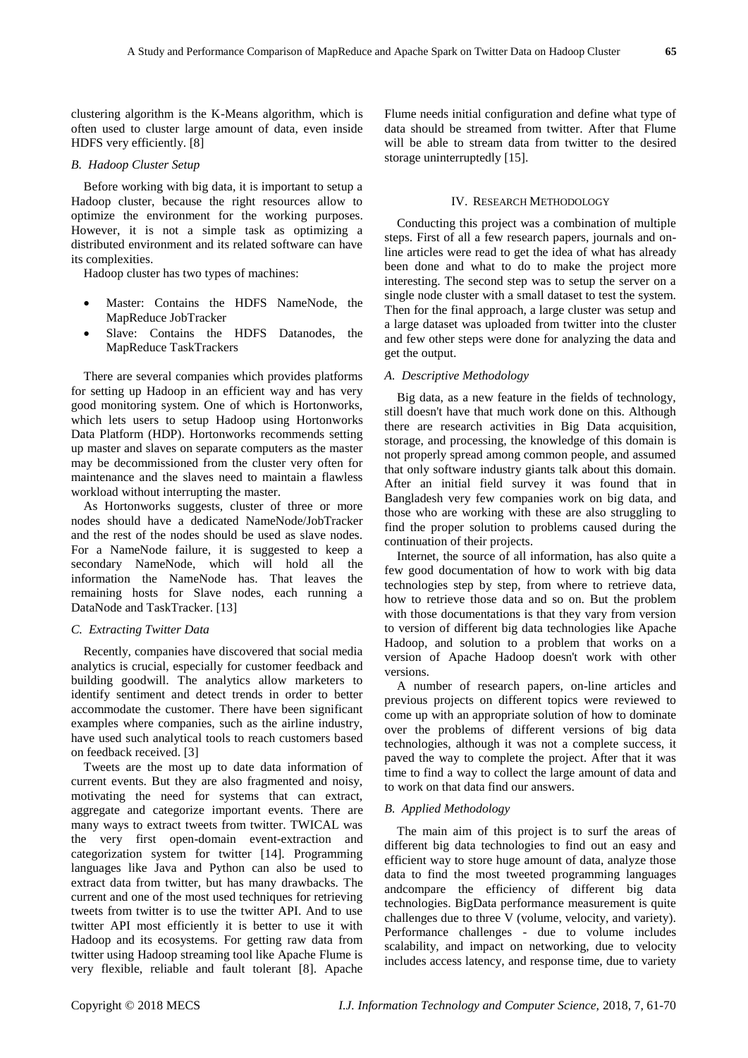clustering algorithm is the K-Means algorithm, which is often used to cluster large amount of data, even inside HDFS very efficiently. [8]

### *B. Hadoop Cluster Setup*

Before working with big data, it is important to setup a Hadoop cluster, because the right resources allow to optimize the environment for the working purposes. However, it is not a simple task as optimizing a distributed environment and its related software can have its complexities.

Hadoop cluster has two types of machines:

- Master: Contains the HDFS NameNode, the MapReduce JobTracker
- Slave: Contains the HDFS Datanodes, the MapReduce TaskTrackers

There are several companies which provides platforms for setting up Hadoop in an efficient way and has very good monitoring system. One of which is Hortonworks, which lets users to setup Hadoop using Hortonworks Data Platform (HDP). Hortonworks recommends setting up master and slaves on separate computers as the master may be decommissioned from the cluster very often for maintenance and the slaves need to maintain a flawless workload without interrupting the master.

As Hortonworks suggests, cluster of three or more nodes should have a dedicated NameNode/JobTracker and the rest of the nodes should be used as slave nodes. For a NameNode failure, it is suggested to keep a secondary NameNode, which will hold all the information the NameNode has. That leaves the remaining hosts for Slave nodes, each running a DataNode and TaskTracker. [13]

### *C. Extracting Twitter Data*

Recently, companies have discovered that social media analytics is crucial, especially for customer feedback and building goodwill. The analytics allow marketers to identify sentiment and detect trends in order to better accommodate the customer. There have been significant examples where companies, such as the airline industry, have used such analytical tools to reach customers based on feedback received. [3]

Tweets are the most up to date data information of current events. But they are also fragmented and noisy, motivating the need for systems that can extract, aggregate and categorize important events. There are many ways to extract tweets from twitter. TWICAL was the very first open-domain event-extraction and categorization system for twitter [14]. Programming languages like Java and Python can also be used to extract data from twitter, but has many drawbacks. The current and one of the most used techniques for retrieving tweets from twitter is to use the twitter API. And to use twitter API most efficiently it is better to use it with Hadoop and its ecosystems. For getting raw data from twitter using Hadoop streaming tool like Apache Flume is very flexible, reliable and fault tolerant [8]. Apache Flume needs initial configuration and define what type of data should be streamed from twitter. After that Flume will be able to stream data from twitter to the desired storage uninterruptedly [15].

## IV. Research Methodology

Conducting this project was a combination of multiple steps. First of all a few research papers, journals and on-line articles were read to get the idea of what has already been done and what to do to make the project more interesting. The second step was to setup the server on a single node cluster with a small dataset to test the system. Then for the final approach, a large cluster was setup and a large dataset was uploaded from twitter into the cluster and few other steps were done for analyzing the data and get the output.

### *A. Descriptive Methodology*

Big data, as a new feature in the fields of technology, still doesn't have that much work done on this. Although there are research activities in Big Data acquisition, storage, and processing, the knowledge of this domain is not properly spread among common people, and assumed that only software industry giants talk about this domain. After an initial field survey it was found that in Bangladesh very few companies work on big data, and those who are working with these are also struggling to find the proper solution to problems caused during the continuation of their projects.

Internet, the source of all information, has also quite a few good documentation of how to work with big data technologies step by step, from where to retrieve data, how to retrieve those data and so on. But the problem with those documentations is that they vary from version to version of different big data technologies like Apache Hadoop, and solution to a problem that works on a version of Apache Hadoop doesn't work with other versions.

A number of research papers, on-line articles and previous projects on different topics were reviewed to come up with an appropriate solution of how to dominate over the problems of different versions of big data technologies, although it was not a complete success, it paved the way to complete the project. After that it was time to find a way to collect the large amount of data and to work on that data find our answers.

### *B. Applied Methodology*

The main aim of this project is to surf the areas of different big data technologies to find out an easy and efficient way to store huge amount of data, analyze those data to find the most tweeted programming languages andcompare the efficiency of different big data technologies. BigData performance measurement is quite challenges due to three V (volume, velocity, and variety). Performance challenges - due to volume includes scalability, and impact on networking, due to velocity includes access latency, and response time, due to variety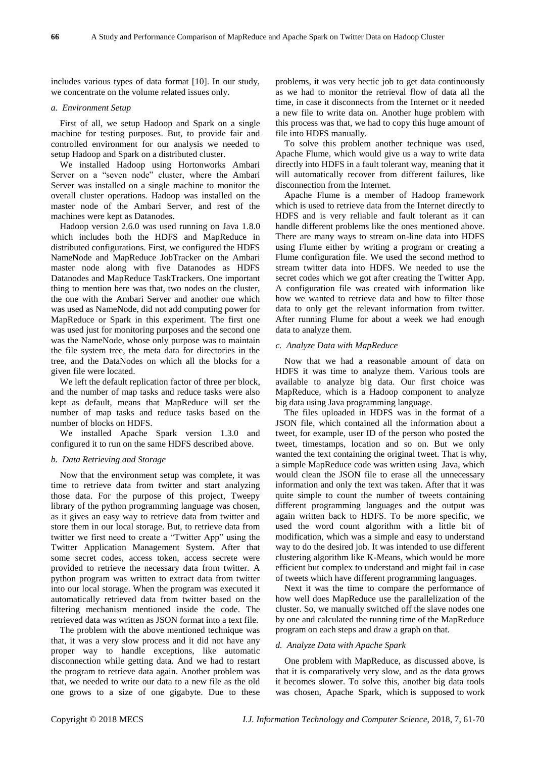includes various types of data format [10]. In our study, we concentrate on the volume related issues only.

### *a. Environment Setup*

First of all, we setup Hadoop and Spark on a single machine for testing purposes. But, to provide fair and controlled environment for our analysis we needed to setup Hadoop and Spark on a distributed cluster.

We installed Hadoop using Hortonworks Ambari Server on a "seven node" cluster, where the Ambari Server was installed on a single machine to monitor the overall cluster operations. Hadoop was installed on the master node of the Ambari Server, and rest of the machines were kept as Datanodes.

Hadoop version 2.6.0 was used running on Java 1.8.0 which includes both the HDFS and MapReduce in distributed configurations. First, we configured the HDFS NameNode and MapReduce JobTracker on the Ambari master node along with five Datanodes as HDFS Datanodes and MapReduce TaskTrackers. One important thing to mention here was that, two nodes on the cluster, the one with the Ambari Server and another one which was used as NameNode, did not add computing power for MapReduce or Spark in this experiment. The first one was used just for monitoring purposes and the second one was the NameNode, whose only purpose was to maintain the file system tree, the meta data for directories in the tree, and the DataNodes on which all the blocks for a given file were located.

We left the default replication factor of three per block, and the number of map tasks and reduce tasks were also kept as default, means that MapReduce will set the number of map tasks and reduce tasks based on the number of blocks on HDFS.

We installed Apache Spark version 1.3.0 and configured it to run on the same HDFS described above.

### *b. Data Retrieving and Storage*

Now that the environment setup was complete, it was time to retrieve data from twitter and start analyzing those data. For the purpose of this project, Tweepy library of the python programming language was chosen, as it gives an easy way to retrieve data from twitter and store them in our local storage. But, to retrieve data from twitter we first need to create a "Twitter App" using the Twitter Application Management System. After that some secret codes, access token, access secrete were provided to retrieve the necessary data from twitter. A python program was written to extract data from twitter into our local storage. When the program was executed it automatically retrieved data from twitter based on the filtering mechanism mentioned inside the code. The retrieved data was written as JSON format into a text file.

The problem with the above mentioned technique was that, it was a very slow process and it did not have any proper way to handle exceptions, like automatic disconnection while getting data. And we had to restart the program to retrieve data again. Another problem was that, we needed to write our data to a new file as the old one grows to a size of one gigabyte. Due to these problems, it was very hectic job to get data continuously as we had to monitor the retrieval flow of data all the time, in case it disconnects from the Internet or it needed a new file to write data on. Another huge problem with this process was that, we had to copy this huge amount of file into HDFS manually.

To solve this problem another technique was used, Apache Flume, which would give us a way to write data directly into HDFS in a fault tolerant way, meaning that it will automatically recover from different failures, like disconnection from the Internet.

Apache Flume is a member of Hadoop framework which is used to retrieve data from the Internet directly to HDFS and is very reliable and fault tolerant as it can handle different problems like the ones mentioned above. There are many ways to stream on-line data into HDFS using Flume either by writing a program or creating a Flume configuration file. We used the second method to stream twitter data into HDFS. We needed to use the secret codes which we got after creating the Twitter App. A configuration file was created with information like how we wanted to retrieve data and how to filter those data to only get the relevant information from twitter. After running Flume for about a week we had enough data to analyze them.

### *c. Analyze Data with MapReduce*

Now that we had a reasonable amount of data on HDFS it was time to analyze them. Various tools are available to analyze big data. Our first choice was MapReduce, which is a Hadoop component to analyze big data using Java programming language.

The files uploaded in HDFS was in the format of a JSON file, which contained all the information about a tweet, for example, user ID of the person who posted the tweet, timestamps, location and so on. But we only wanted the text containing the original tweet. That is why, a simple MapReduce code was written using Java, which would clean the JSON file to erase all the unnecessary information and only the text was taken. After that it was quite simple to count the number of tweets containing different programming languages and the output was again written back to HDFS. To be more specific, we used the word count algorithm with a little bit of modification, which was a simple and easy to understand way to do the desired job. It was intended to use different clustering algorithm like K-Means, which would be more efficient but complex to understand and might fail in case of tweets which have different programming languages.

Next it was the time to compare the performance of how well does MapReduce use the parallelization of the cluster. So, we manually switched off the slave nodes one by one and calculated the running time of the MapReduce program on each steps and draw a graph on that.

### *d. Analyze Data with Apache Spark*

One problem with MapReduce, as discussed above, is that it is comparatively very slow, and as the data grows it becomes slower. To solve this, another big data tools was chosen, Apache Spark, which is supposed to work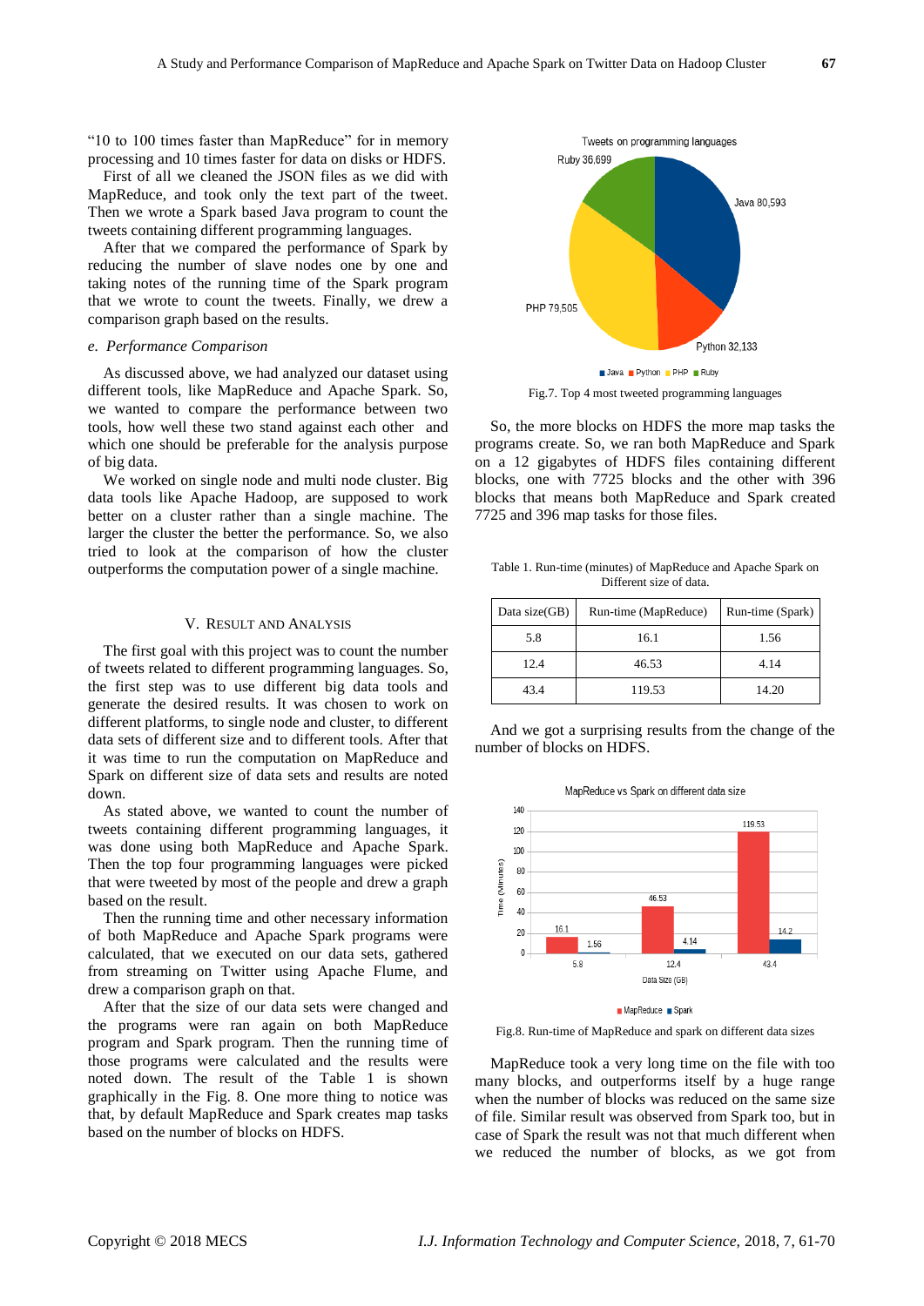"10 to 100 times faster than MapReduce" for in memory processing and 10 times faster for data on disks or HDFS.

First of all we cleaned the JSON files as we did with MapReduce, and took only the text part of the tweet. Then we wrote a Spark based Java program to count the tweets containing different programming languages.

After that we compared the performance of Spark by reducing the number of slave nodes one by one and taking notes of the running time of the Spark program that we wrote to count the tweets. Finally, we drew a comparison graph based on the results.

*e. Performance Comparison*

As discussed above, we had analyzed our dataset using different tools, like MapReduce and Apache Spark. So, we wanted to compare the performance between two tools, how well these two stand against each other and which one should be preferable for the analysis purpose of big data.

We worked on single node and multi node cluster. Big data tools like Apache Hadoop, are supposed to work better on a cluster rather than a single machine. The larger the cluster the better the performance. So, we also tried to look at the comparison of how the cluster outperforms the computation power of a single machine.

## V. Result and Analysis

The first goal with this project was to count the number of tweets related to different programming languages. So, the first step was to use different big data tools and generate the desired results. It was chosen to work on different platforms, to single node and cluster, to different data sets of different size and to different tools. After that it was time to run the computation on MapReduce and Spark on different size of data sets and results are noted down.

As stated above, we wanted to count the number of tweets containing different programming languages, it was done using both MapReduce and Apache Spark. Then the top four programming languages were picked that were tweeted by most of the people and drew a graph based on the result.

Then the running time and other necessary information of both MapReduce and Apache Spark programs were calculated, that we executed on our data sets, gathered from streaming on Twitter using Apache Flume, and drew a comparison graph on that.

After that the size of our data sets were changed and the programs were ran again on both MapReduce program and Spark program. Then the running time of those programs were calculated and the results were noted down. The result of the Table 1 is shown graphically in the Fig. 8. One more thing to notice was that, by default MapReduce and Spark creates map tasks based on the number of blocks on HDFS.

Fig.7. Top 4 most tweeted programming languages

So, the more blocks on HDFS the more map tasks the programs create. So, we ran both MapReduce and Spark on a 12 gigabytes of HDFS files containing different blocks, one with 7725 blocks and the other with 396 blocks that means both MapReduce and Spark created 7725 and 396 map tasks for those files.

Table 1. Run-time (minutes) of MapReduce and Apache Spark on Different size of data.

| Data size(GB) | Run-time (MapReduce) | Run-time (Spark) |
|---|---|---|
| 5.8 | 16.1 | 1.56 |
| 12.4 | 46.53 | 4.14 |
| 43.4 | 119.53 | 14.20 |

And we got a surprising results from the change of the number of blocks on HDFS.

Fig.8. Run-time of MapReduce and spark on different data sizes

MapReduce took a very long time on the file with too many blocks, and outperforms itself by a huge range when the number of blocks was reduced on the same size of file. Similar result was observed from Spark too, but in case of Spark the result was not that much different when we reduced the number of blocks, as we got from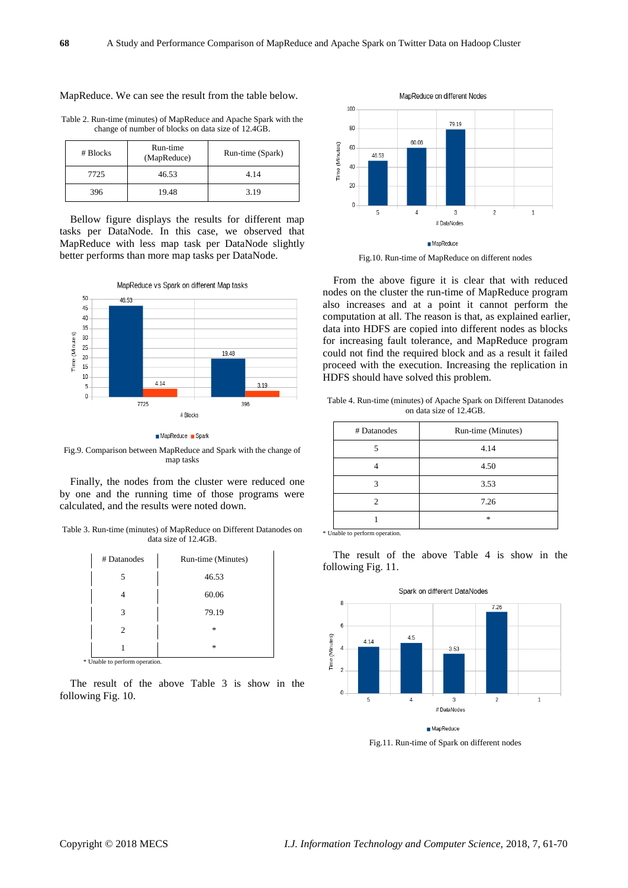MapReduce. We can see the result from the table below.

Table 2. Run-time (minutes) of MapReduce and Apache Spark with the change of number of blocks on data size of 12.4GB.

| # Blocks | Run-time (MapReduce) | Run-time (Spark) |
|---|---|---|
| 7725 | 46.53 | 4.14 |
| 396 | 19.48 | 3.19 |

Bellow figure displays the results for different map tasks per DataNode. In this case, we observed that MapReduce with less map task per DataNode slightly better performs than more map tasks per DataNode.

Fig.9. Comparison between MapReduce and Spark with the change of map tasks

Finally, the nodes from the cluster were reduced one by one and the running time of those programs were calculated, and the results were noted down.

Table 3. Run-time (minutes) of MapReduce on Different Datanodes on data size of 12.4GB.

| # Datanodes | Run-time (Minutes) |
|---|---|
| 5 | 46.53 |
| 4 | 60.06 |
| 3 | 79.19 |
| 2 | * |
| 1 | * |

\* Unable to perform operation.

The result of the above Table 3 is show in the following Fig. 10.

Fig.10. Run-time of MapReduce on different nodes

From the above figure it is clear that with reduced nodes on the cluster the run-time of MapReduce program also increases and at a point it cannot perform the computation at all. The reason is that, as explained earlier, data into HDFS are copied into different nodes as blocks for increasing fault tolerance, and MapReduce program could not find the required block and as a result it failed proceed with the execution. Increasing the replication in HDFS should have solved this problem.

Table 4. Run-time (minutes) of Apache Spark on Different Datanodes on data size of 12.4GB.

| # Datanodes | Run-time (Minutes) |
|---|---|
| 5 | 4.14 |
| 4 | 4.50 |
| 3 | 3.53 |
| 2 | 7.26 |
| 1 | * |

\* Unable to perform operation.

The result of the above Table 4 is show in the following Fig. 11.

Fig.11. Run-time of Spark on different nodes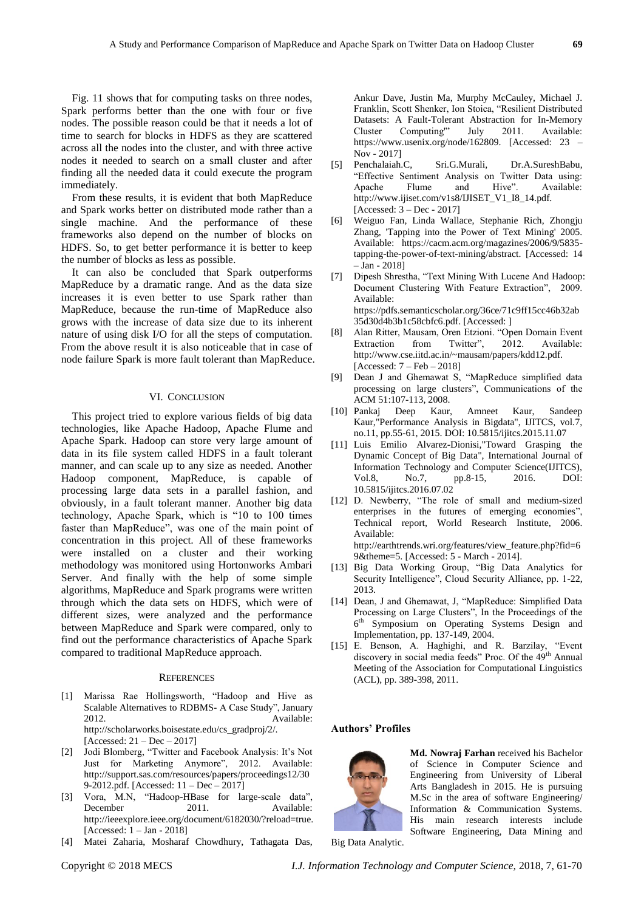Fig. 11 shows that for computing tasks on three nodes, Spark performs better than the one with four or five nodes. The possible reason could be that it needs a lot of time to search for blocks in HDFS as they are scattered across all the nodes into the cluster, and with three active nodes it needed to search on a small cluster and after finding all the needed data it could execute the program immediately.

From these results, it is evident that both MapReduce and Spark works better on distributed mode rather than a single machine. And the performance of these frameworks also depend on the number of blocks on HDFS. So, to get better performance it is better to keep the number of blocks as less as possible.

It can also be concluded that Spark outperforms MapReduce by a dramatic range. And as the data size increases it is even better to use Spark rather than MapReduce, because the run-time of MapReduce also grows with the increase of data size due to its inherent nature of using disk I/O for all the steps of computation. From the above result it is also noticeable that in case of node failure Spark is more fault tolerant than MapReduce.

## VI. Conclusion

This project tried to explore various fields of big data technologies, like Apache Hadoop, Apache Flume and Apache Spark. Hadoop can store very large amount of data in its file system called HDFS in a fault tolerant manner, and can scale up to any size as needed. Another Hadoop component, MapReduce, is capable of processing large data sets in a parallel fashion, and obviously, in a fault tolerant manner. Another big data technology, Apache Spark, which is "10 to 100 times faster than MapReduce", was one of the main point of concentration in this project. All of these frameworks were installed on a cluster and their working methodology was monitored using Hortonworks Ambari Server. And finally with the help of some simple algorithms, MapReduce and Spark programs were written through which the data sets on HDFS, which were of different sizes, were analyzed and the performance between MapReduce and Spark were compared, only to find out the performance characteristics of Apache Spark compared to traditional MapReduce approach.

## References

[1] Marissa Rae Hollingsworth, "Hadoop and Hive as Scalable Alternatives to RDBMS- A Case Study", January 2012. Available: http://scholarworks.boisestate.edu/cs_gradproj/2/. [Accessed: 21 – Dec – 2017]

[2] Jodi Blomberg, "Twitter and Facebook Analysis: It's Not Just for Marketing Anymore", 2012. Available: http://support.sas.com/resources/papers/proceedings12/309-2012.pdf. [Accessed: 11 – Dec – 2017]

[3] Vora, M.N, "Hadoop-HBase for large-scale data", December 2011. Available: http://ieeexplore.ieee.org/document/6182030/?reload=true. [Accessed: 1 – Jan - 2018]

[4] Matei Zaharia, Mosharaf Chowdhury, Tathagata Das, Ankur Dave, Justin Ma, Murphy McCauley, Michael J. Franklin, Scott Shenker, Ion Stoica, "Resilient Distributed Datasets: A Fault-Tolerant Abstraction for In-Memory Cluster Computing"' July 2011. Available: https://www.usenix.org/node/162809. [Accessed: 23 – Nov - 2017]

[5] Penchalaiah.C, Sri.G.Murali, Dr.A.SureshBabu, "Effective Sentiment Analysis on Twitter Data using: Apache Flume and Hive". Available: http://www.ijiset.com/v1s8/IJISET_V1_I8_14.pdf. [Accessed: 3 – Dec - 2017]

[6] Weiguo Fan, Linda Wallace, Stephanie Rich, Zhongju Zhang, 'Tapping into the Power of Text Mining' 2005. Available: https://cacm.acm.org/magazines/2006/9/5835-tapping-the-power-of-text-mining/abstract. [Accessed: 14 – Jan - 2018]

[7] Dipesh Shrestha, "Text Mining With Lucene And Hadoop: Document Clustering With Feature Extraction", 2009. Available: https://pdfs.semanticscholar.org/36ce/71c9ff15cc46b32ab35d30d4b3b1c58cbfc6.pdf. [Accessed: ]

[8] Alan Ritter, Mausam, Oren Etzioni. "Open Domain Event Extraction from Twitter", 2012. Available: http://www.cse.iitd.ac.in/~mausam/papers/kdd12.pdf. [Accessed: 7 – Feb – 2018]

[9] Dean J and Ghemawat S, "MapReduce simplified data processing on large clusters", Communications of the ACM 51:107-113, 2008.

[10] Pankaj Deep Kaur, Amneet Kaur, Sandeep Kaur,"Performance Analysis in Bigdata", IJITCS, vol.7, no.11, pp.55-61, 2015. DOI: 10.5815/ijitcs.2015.11.07

[11] Luis Emilio Alvarez-Dionisi,"Toward Grasping the Dynamic Concept of Big Data", International Journal of Information Technology and Computer Science(IJITCS), Vol.8, No.7, pp.8-15, 2016. DOI: 10.5815/ijitcs.2016.07.02

[12] D. Newberry, "The role of small and medium-sized enterprises in the futures of emerging economies", Technical report, World Research Institute, 2006. Available: http://earthtrends.wri.org/features/view_feature.php?fid=69&theme=5. [Accessed: 5 - March - 2014].

[13] Big Data Working Group, "Big Data Analytics for Security Intelligence", Cloud Security Alliance, pp. 1-22, 2013.

[14] Dean, J and Ghemawat, J, "MapReduce: Simplified Data Processing on Large Clusters", In the Proceedings of the 6th Symposium on Operating Systems Design and Implementation, pp. 137-149, 2004.

[15] E. Benson, A. Haghighi, and R. Barzilay, "Event discovery in social media feeds" Proc. Of the 49th Annual Meeting of the Association for Computational Linguistics (ACL), pp. 389-398, 2011.

## Authors' Profiles

**Md. Nowraj Farhan** received his Bachelor of Science in Computer Science and Engineering from University of Liberal Arts Bangladesh in 2015. He is pursuing M.Sc in the area of software Engineering/ Information & Communication Systems. His main research interests include Software Engineering, Data Mining and Big Data Analytic.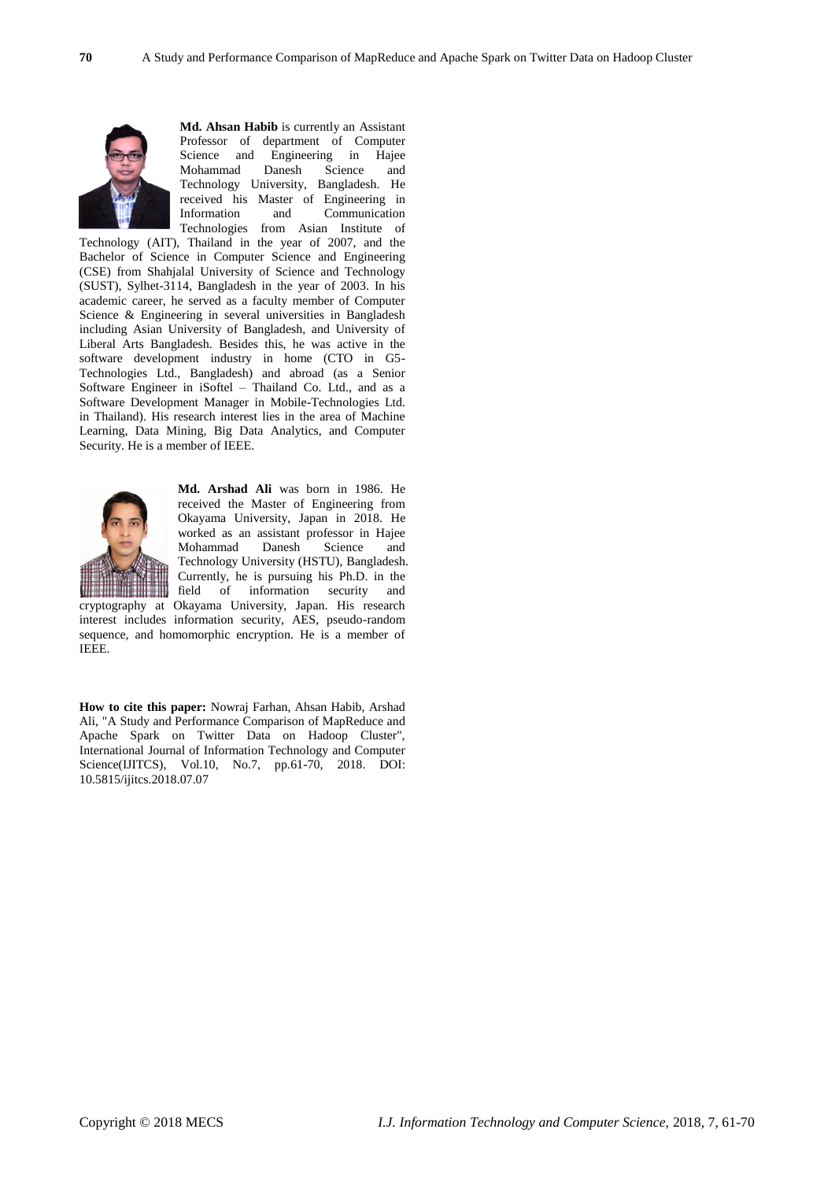**Md. Ahsan Habib** is currently an Assistant Professor of department of Computer Science and Engineering in Hajee Mohammad Danesh Science and Technology University, Bangladesh. He received his Master of Engineering in Information and Communication Technologies from Asian Institute of Technology (AIT), Thailand in the year of 2007, and the Bachelor of Science in Computer Science and Engineering (CSE) from Shahjalal University of Science and Technology (SUST), Sylhet-3114, Bangladesh in the year of 2003. In his academic career, he served as a faculty member of Computer Science & Engineering in several universities in Bangladesh including Asian University of Bangladesh, and University of Liberal Arts Bangladesh. Besides this, he was active in the software development industry in home (CTO in G5-Technologies Ltd., Bangladesh) and abroad (as a Senior Software Engineer in iSoftel – Thailand Co. Ltd., and as a Software Development Manager in Mobile-Technologies Ltd. in Thailand). His research interest lies in the area of Machine Learning, Data Mining, Big Data Analytics, and Computer Security. He is a member of IEEE.

**Md. Arshad Ali** was born in 1986. He received the Master of Engineering from Okayama University, Japan in 2018. He worked as an assistant professor in Hajee Mohammad Danesh Science and Technology University (HSTU), Bangladesh. Currently, he is pursuing his Ph.D. in the field of information security and cryptography at Okayama University, Japan. His research interest includes information security, AES, pseudo-random sequence, and homomorphic encryption. He is a member of IEEE.

**How to cite this paper:** Nowraj Farhan, Ahsan Habib, Arshad Ali, "A Study and Performance Comparison of MapReduce and Apache Spark on Twitter Data on Hadoop Cluster", International Journal of Information Technology and Computer Science(IJITCS), Vol.10, No.7, pp.61-70, 2018. DOI: 10.5815/ijitcs.2018.07.07